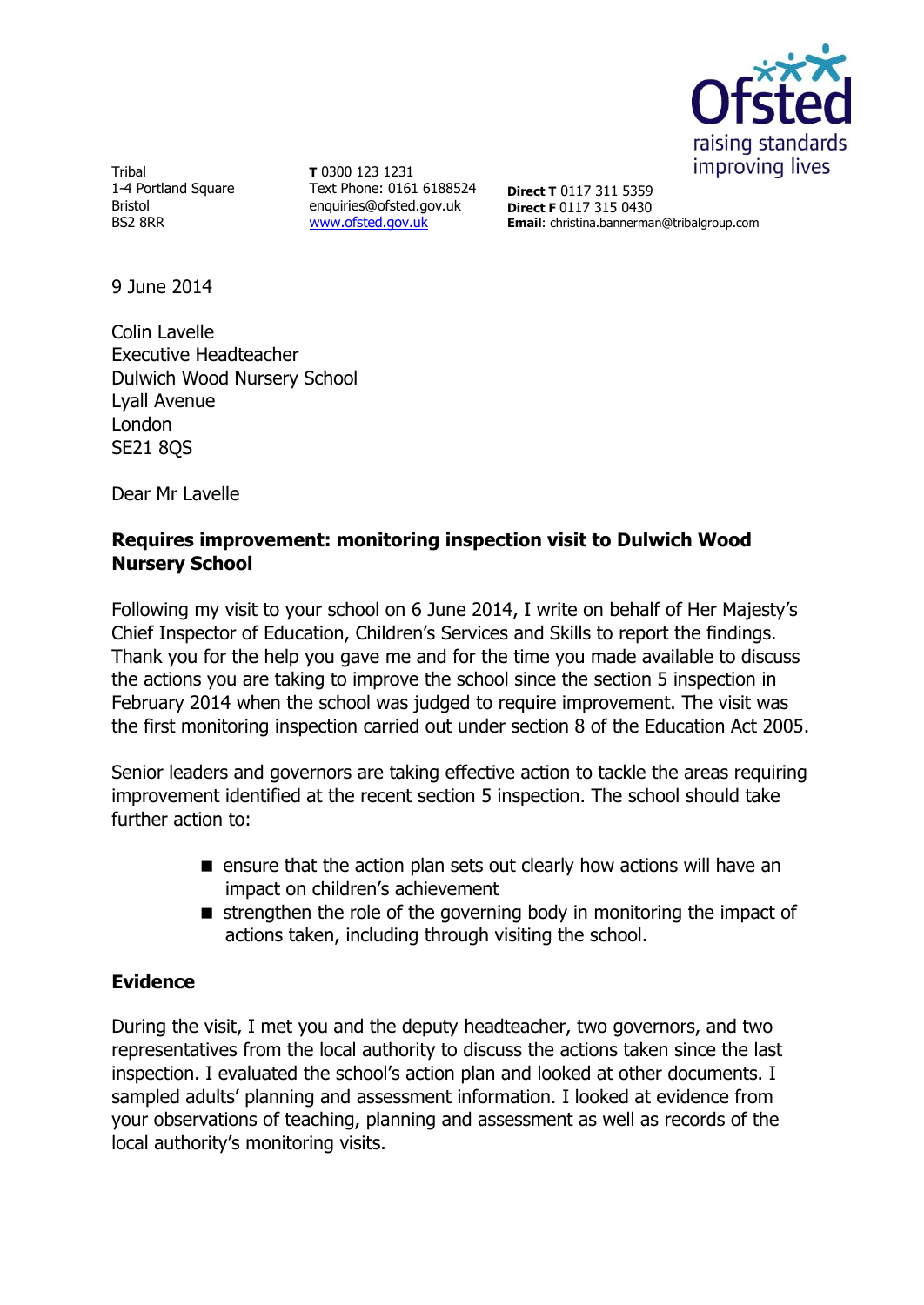Tribal
1-4 Portland Square
Bristol
BS2 8RR

**T** 0300 123 1231
Text Phone: 0161 6188524
enquiries@ofsted.gov.uk
www.ofsted.gov.uk

**Direct T** 0117 311 5359
**Direct F** 0117 315 0430
**Email**: christina.bannerman@tribalgroup.com

9 June 2014

Colin Lavelle
Executive Headteacher
Dulwich Wood Nursery School
Lyall Avenue
London
SE21 8QS

Dear Mr Lavelle

**Requires improvement: monitoring inspection visit to Dulwich Wood Nursery School**

Following my visit to your school on 6 June 2014, I write on behalf of Her Majesty's Chief Inspector of Education, Children's Services and Skills to report the findings. Thank you for the help you gave me and for the time you made available to discuss the actions you are taking to improve the school since the section 5 inspection in February 2014 when the school was judged to require improvement. The visit was the first monitoring inspection carried out under section 8 of the Education Act 2005.

Senior leaders and governors are taking effective action to tackle the areas requiring improvement identified at the recent section 5 inspection. The school should take further action to:

- ensure that the action plan sets out clearly how actions will have an impact on children's achievement
- strengthen the role of the governing body in monitoring the impact of actions taken, including through visiting the school.

## Evidence

During the visit, I met you and the deputy headteacher, two governors, and two representatives from the local authority to discuss the actions taken since the last inspection. I evaluated the school's action plan and looked at other documents. I sampled adults' planning and assessment information. I looked at evidence from your observations of teaching, planning and assessment as well as records of the local authority's monitoring visits.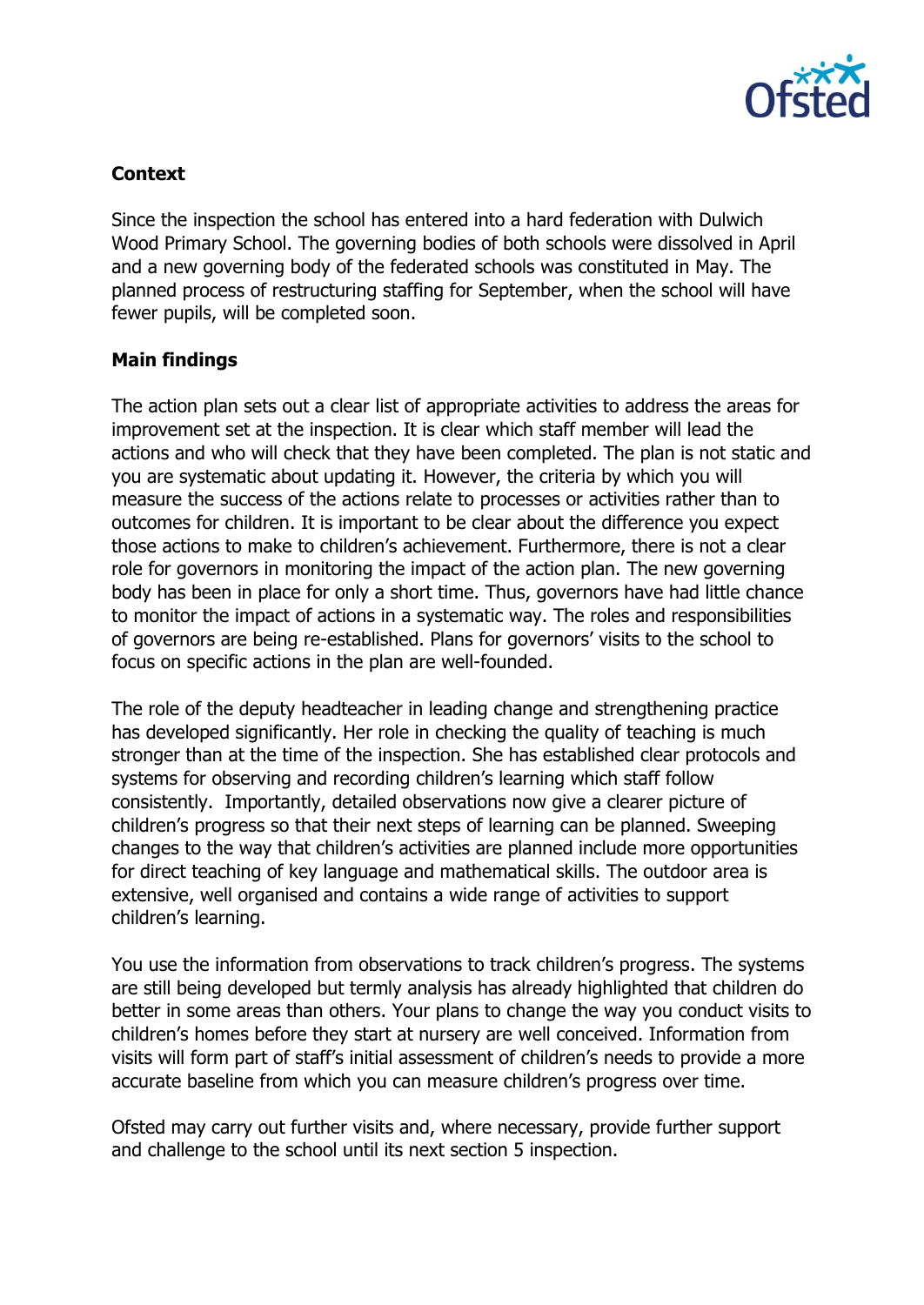**Context**

Since the inspection the school has entered into a hard federation with Dulwich Wood Primary School. The governing bodies of both schools were dissolved in April and a new governing body of the federated schools was constituted in May. The planned process of restructuring staffing for September, when the school will have fewer pupils, will be completed soon.

**Main findings**

The action plan sets out a clear list of appropriate activities to address the areas for improvement set at the inspection. It is clear which staff member will lead the actions and who will check that they have been completed. The plan is not static and you are systematic about updating it. However, the criteria by which you will measure the success of the actions relate to processes or activities rather than to outcomes for children. It is important to be clear about the difference you expect those actions to make to children's achievement. Furthermore, there is not a clear role for governors in monitoring the impact of the action plan. The new governing body has been in place for only a short time. Thus, governors have had little chance to monitor the impact of actions in a systematic way. The roles and responsibilities of governors are being re-established. Plans for governors' visits to the school to focus on specific actions in the plan are well-founded.

The role of the deputy headteacher in leading change and strengthening practice has developed significantly. Her role in checking the quality of teaching is much stronger than at the time of the inspection. She has established clear protocols and systems for observing and recording children's learning which staff follow consistently. Importantly, detailed observations now give a clearer picture of children's progress so that their next steps of learning can be planned. Sweeping changes to the way that children's activities are planned include more opportunities for direct teaching of key language and mathematical skills. The outdoor area is extensive, well organised and contains a wide range of activities to support children's learning.

You use the information from observations to track children's progress. The systems are still being developed but termly analysis has already highlighted that children do better in some areas than others. Your plans to change the way you conduct visits to children's homes before they start at nursery are well conceived. Information from visits will form part of staff's initial assessment of children's needs to provide a more accurate baseline from which you can measure children's progress over time.

Ofsted may carry out further visits and, where necessary, provide further support and challenge to the school until its next section 5 inspection.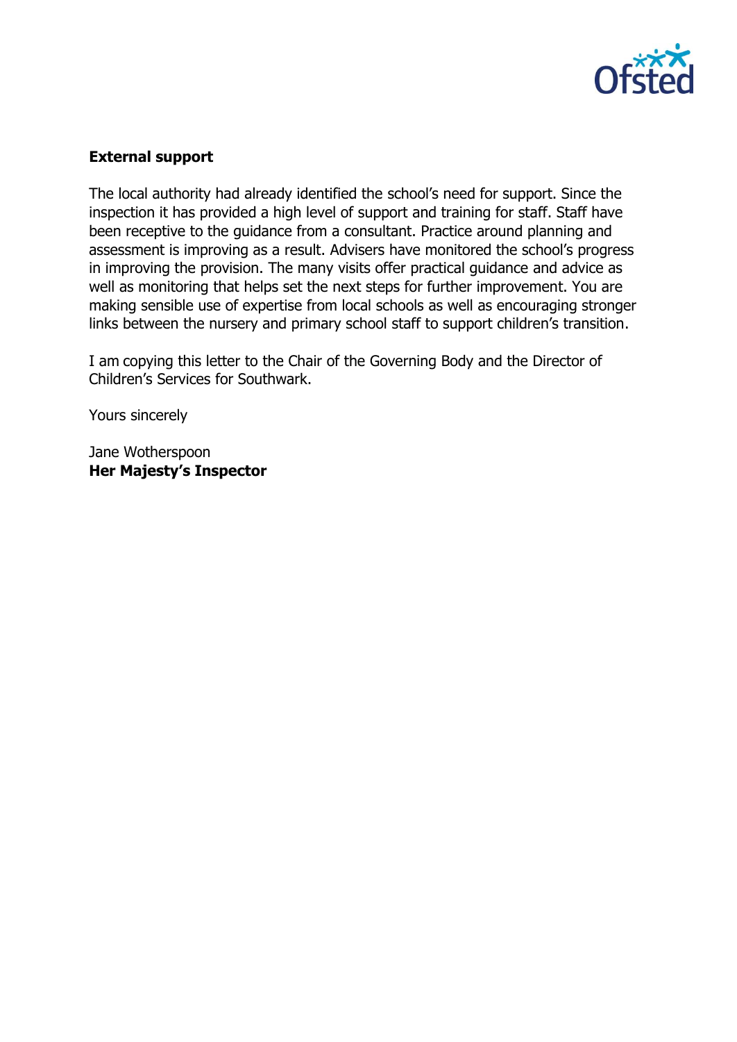**External support**

The local authority had already identified the school's need for support. Since the inspection it has provided a high level of support and training for staff. Staff have been receptive to the guidance from a consultant. Practice around planning and assessment is improving as a result. Advisers have monitored the school's progress in improving the provision. The many visits offer practical guidance and advice as well as monitoring that helps set the next steps for further improvement. You are making sensible use of expertise from local schools as well as encouraging stronger links between the nursery and primary school staff to support children's transition.

I am copying this letter to the Chair of the Governing Body and the Director of Children's Services for Southwark.

Yours sincerely

Jane Wotherspoon
**Her Majesty's Inspector**